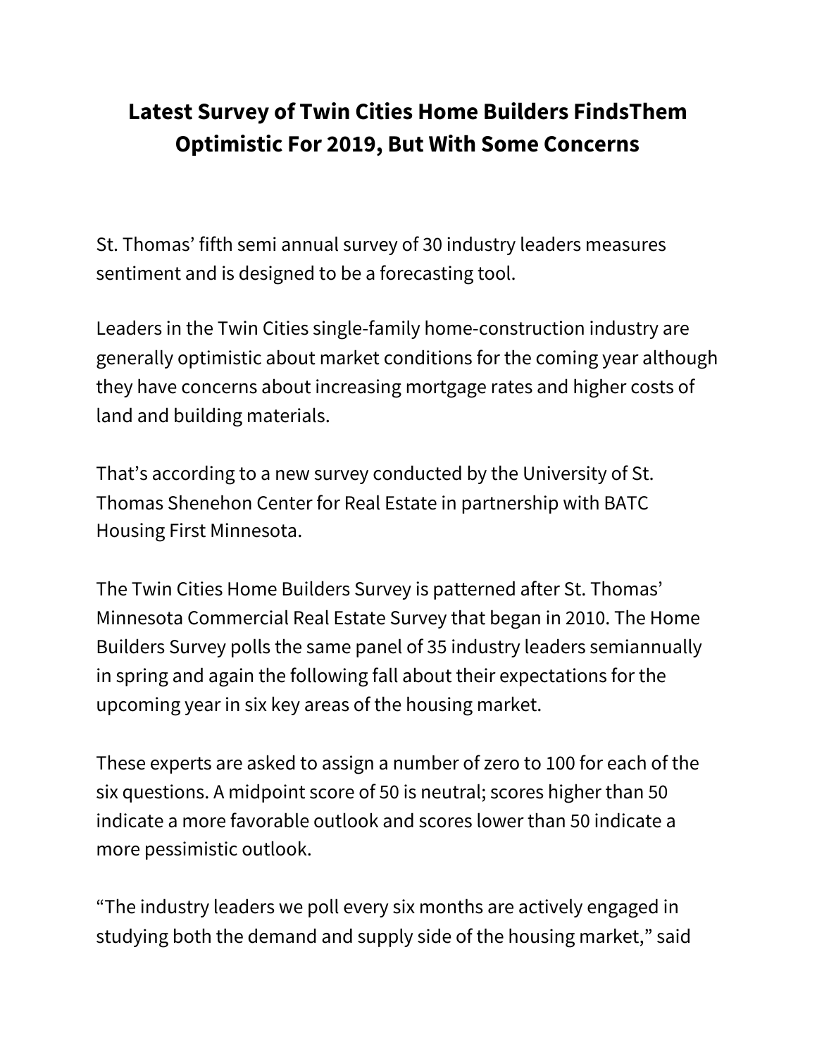# Latest Survey of Twin Cities Home Builders FindsThem Optimistic For 2019, But With Some Concerns

St. Thomas' fifth semi annual survey of 30 industry leaders measures sentiment and is designed to be a forecasting tool.

Leaders in the Twin Cities single-family home-construction industry are generally optimistic about market conditions for the coming year although they have concerns about increasing mortgage rates and higher costs of land and building materials.

That's according to a new survey conducted by the University of St. Thomas Shenehon Center for Real Estate in partnership with BATC Housing First Minnesota.

The Twin Cities Home Builders Survey is patterned after St. Thomas' Minnesota Commercial Real Estate Survey that began in 2010. The Home Builders Survey polls the same panel of 35 industry leaders semiannually in spring and again the following fall about their expectations for the upcoming year in six key areas of the housing market.

These experts are asked to assign a number of zero to 100 for each of the six questions. A midpoint score of 50 is neutral; scores higher than 50 indicate a more favorable outlook and scores lower than 50 indicate a more pessimistic outlook.

"The industry leaders we poll every six months are actively engaged in studying both the demand and supply side of the housing market," said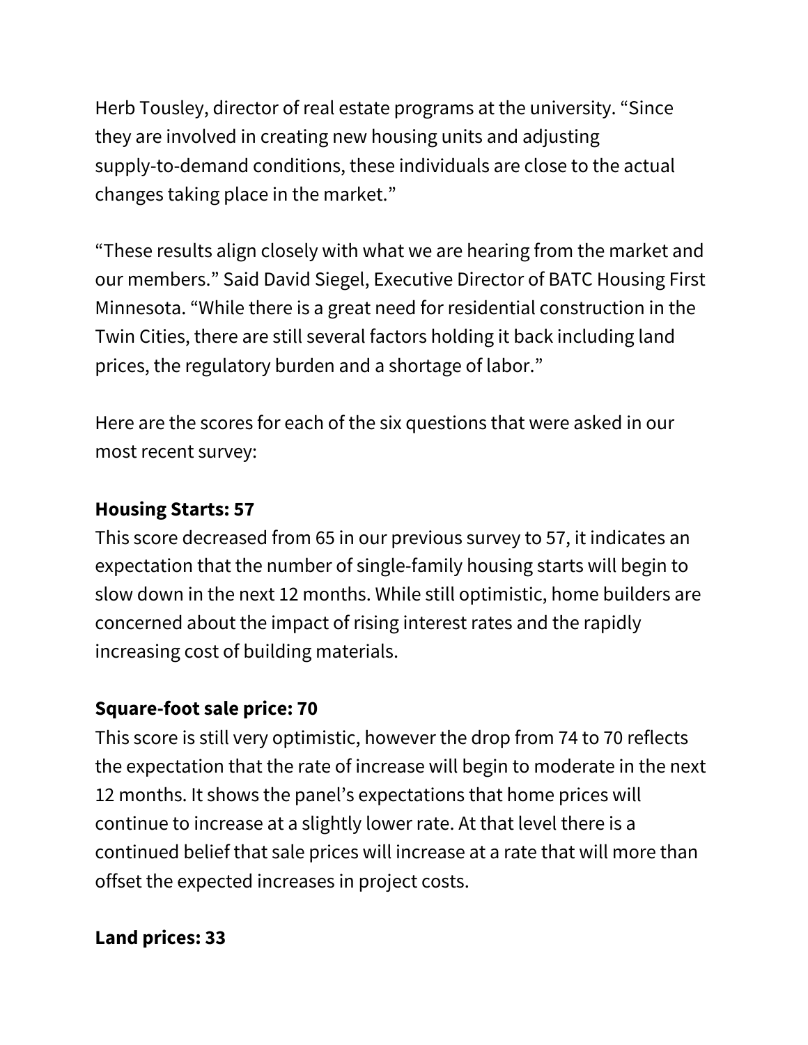Herb Tousley, director of real estate programs at the university. "Since they are involved in creating new housing units and adjusting supply-to-demand conditions, these individuals are close to the actual changes taking place in the market."

"These results align closely with what we are hearing from the market and our members." Said David Siegel, Executive Director of BATC Housing First Minnesota. "While there is a great need for residential construction in the Twin Cities, there are still several factors holding it back including land prices, the regulatory burden and a shortage of labor."

Here are the scores for each of the six questions that were asked in our most recent survey:

**Housing Starts: 57**

This score decreased from 65 in our previous survey to 57, it indicates an expectation that the number of single-family housing starts will begin to slow down in the next 12 months. While still optimistic, home builders are concerned about the impact of rising interest rates and the rapidly increasing cost of building materials.

**Square-foot sale price: 70**

This score is still very optimistic, however the drop from 74 to 70 reflects the expectation that the rate of increase will begin to moderate in the next 12 months. It shows the panel's expectations that home prices will continue to increase at a slightly lower rate. At that level there is a continued belief that sale prices will increase at a rate that will more than offset the expected increases in project costs.

**Land prices: 33**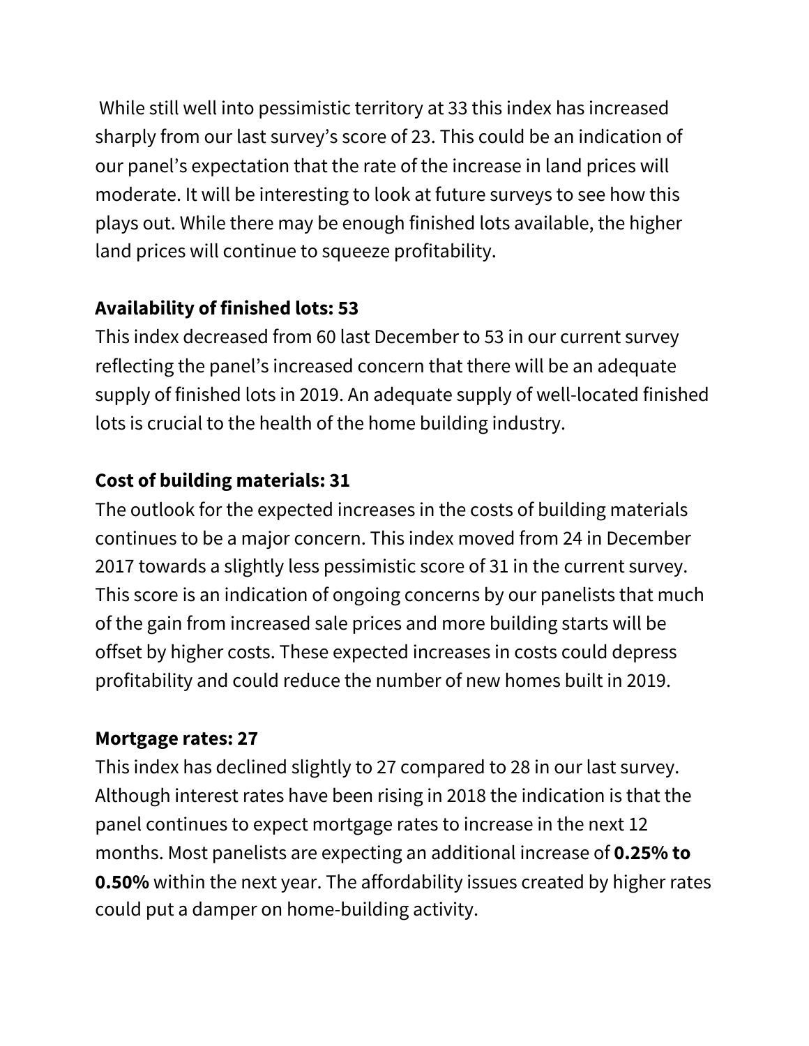While still well into pessimistic territory at 33 this index has increased sharply from our last survey's score of 23. This could be an indication of our panel's expectation that the rate of the increase in land prices will moderate. It will be interesting to look at future surveys to see how this plays out. While there may be enough finished lots available, the higher land prices will continue to squeeze profitability.

**Availability of finished lots: 53**

This index decreased from 60 last December to 53 in our current survey reflecting the panel's increased concern that there will be an adequate supply of finished lots in 2019. An adequate supply of well-located finished lots is crucial to the health of the home building industry.

**Cost of building materials: 31**

The outlook for the expected increases in the costs of building materials continues to be a major concern. This index moved from 24 in December 2017 towards a slightly less pessimistic score of 31 in the current survey. This score is an indication of ongoing concerns by our panelists that much of the gain from increased sale prices and more building starts will be offset by higher costs. These expected increases in costs could depress profitability and could reduce the number of new homes built in 2019.

**Mortgage rates: 27**

This index has declined slightly to 27 compared to 28 in our last survey. Although interest rates have been rising in 2018 the indication is that the panel continues to expect mortgage rates to increase in the next 12 months. Most panelists are expecting an additional increase of **0.25% to 0.50%** within the next year. The affordability issues created by higher rates could put a damper on home-building activity.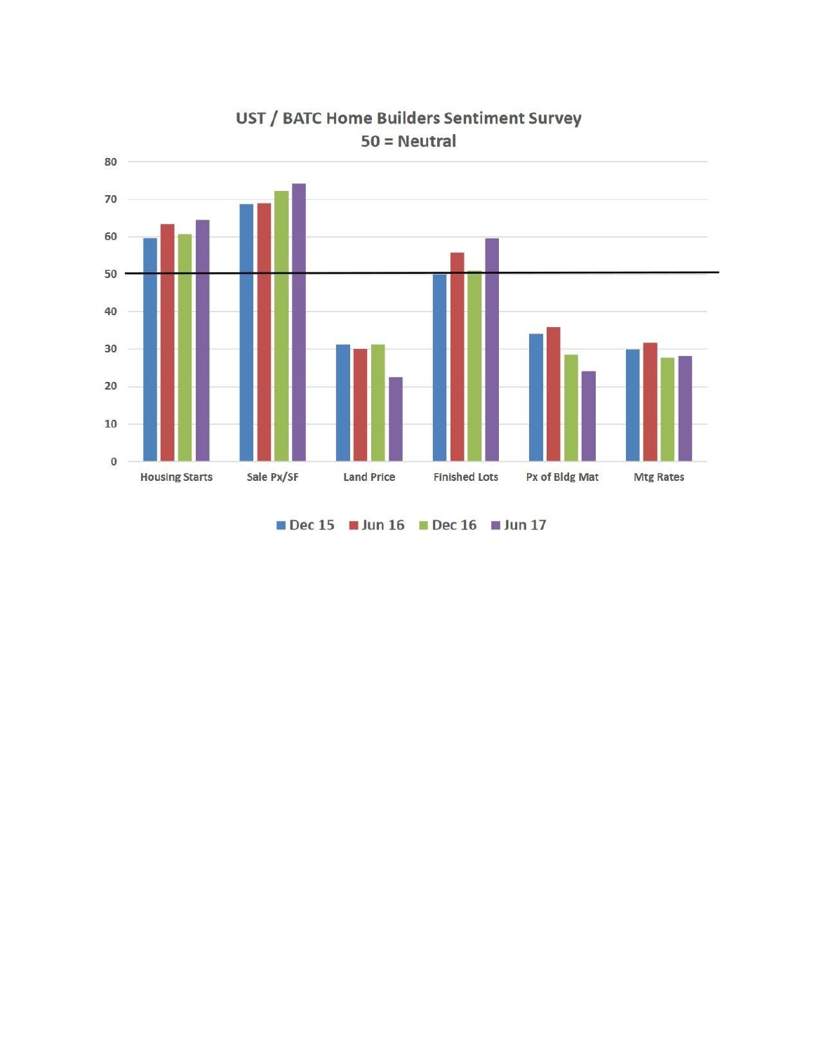UST / BATC Home Builders Sentiment Survey

50 = Neutral

80

70

60

50

40

30

20

10

0

Housing Starts

Sale Px/SF

Land Price

Finished Lots

Px of Bldg Mat

Mtg Rates

Dec 15  Jun 16  Dec 16  Jun 17